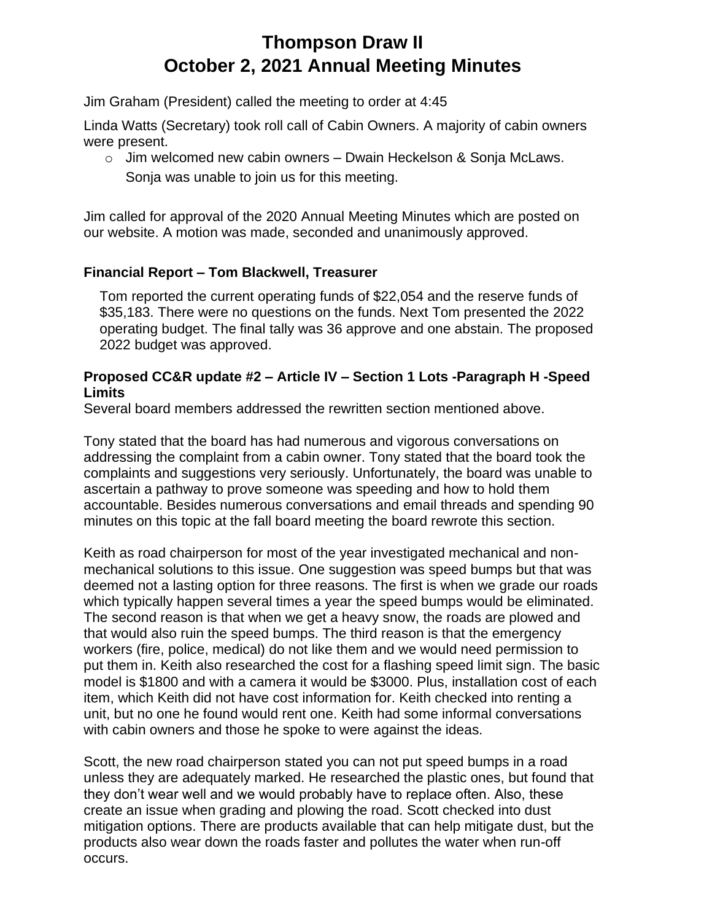# Thompson Draw II
# October 2, 2021 Annual Meeting Minutes

Jim Graham (President) called the meeting to order at 4:45

Linda Watts (Secretary) took roll call of Cabin Owners. A majority of cabin owners were present.

- Jim welcomed new cabin owners – Dwain Heckelson & Sonja McLaws. Sonja was unable to join us for this meeting.

Jim called for approval of the 2020 Annual Meeting Minutes which are posted on our website. A motion was made, seconded and unanimously approved.

### Financial Report – Tom Blackwell, Treasurer

Tom reported the current operating funds of $22,054 and the reserve funds of $35,183. There were no questions on the funds. Next Tom presented the 2022 operating budget. The final tally was 36 approve and one abstain. The proposed 2022 budget was approved.

### Proposed CC&R update #2 – Article IV – Section 1 Lots -Paragraph H -Speed Limits

Several board members addressed the rewritten section mentioned above.

Tony stated that the board has had numerous and vigorous conversations on addressing the complaint from a cabin owner. Tony stated that the board took the complaints and suggestions very seriously. Unfortunately, the board was unable to ascertain a pathway to prove someone was speeding and how to hold them accountable. Besides numerous conversations and email threads and spending 90 minutes on this topic at the fall board meeting the board rewrote this section.

Keith as road chairperson for most of the year investigated mechanical and non-mechanical solutions to this issue. One suggestion was speed bumps but that was deemed not a lasting option for three reasons. The first is when we grade our roads which typically happen several times a year the speed bumps would be eliminated. The second reason is that when we get a heavy snow, the roads are plowed and that would also ruin the speed bumps. The third reason is that the emergency workers (fire, police, medical) do not like them and we would need permission to put them in. Keith also researched the cost for a flashing speed limit sign. The basic model is $1800 and with a camera it would be $3000. Plus, installation cost of each item, which Keith did not have cost information for. Keith checked into renting a unit, but no one he found would rent one. Keith had some informal conversations with cabin owners and those he spoke to were against the ideas.

Scott, the new road chairperson stated you can not put speed bumps in a road unless they are adequately marked. He researched the plastic ones, but found that they don't wear well and we would probably have to replace often. Also, these create an issue when grading and plowing the road. Scott checked into dust mitigation options. There are products available that can help mitigate dust, but the products also wear down the roads faster and pollutes the water when run-off occurs.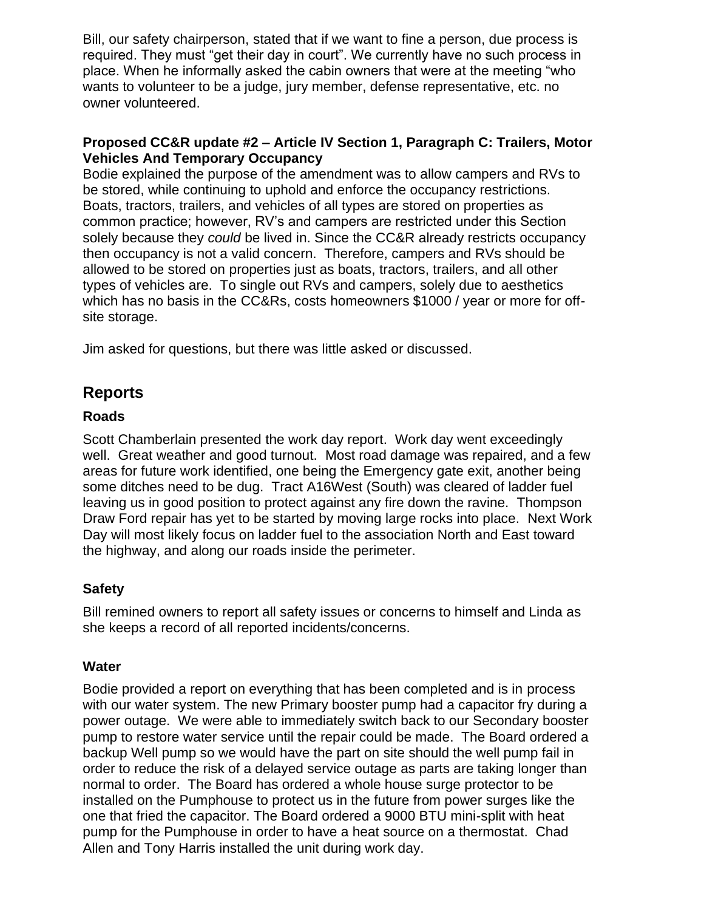Bill, our safety chairperson, stated that if we want to fine a person, due process is required. They must "get their day in court". We currently have no such process in place. When he informally asked the cabin owners that were at the meeting "who wants to volunteer to be a judge, jury member, defense representative, etc. no owner volunteered.

**Proposed CC&R update #2 – Article IV Section 1, Paragraph C: Trailers, Motor Vehicles And Temporary Occupancy**

Bodie explained the purpose of the amendment was to allow campers and RVs to be stored, while continuing to uphold and enforce the occupancy restrictions. Boats, tractors, trailers, and vehicles of all types are stored on properties as common practice; however, RV's and campers are restricted under this Section solely because they *could* be lived in. Since the CC&R already restricts occupancy then occupancy is not a valid concern. Therefore, campers and RVs should be allowed to be stored on properties just as boats, tractors, trailers, and all other types of vehicles are. To single out RVs and campers, solely due to aesthetics which has no basis in the CC&Rs, costs homeowners $1000 / year or more for off-site storage.

Jim asked for questions, but there was little asked or discussed.

## Reports

### Roads

Scott Chamberlain presented the work day report. Work day went exceedingly well. Great weather and good turnout. Most road damage was repaired, and a few areas for future work identified, one being the Emergency gate exit, another being some ditches need to be dug. Tract A16West (South) was cleared of ladder fuel leaving us in good position to protect against any fire down the ravine. Thompson Draw Ford repair has yet to be started by moving large rocks into place. Next Work Day will most likely focus on ladder fuel to the association North and East toward the highway, and along our roads inside the perimeter.

### Safety

Bill remined owners to report all safety issues or concerns to himself and Linda as she keeps a record of all reported incidents/concerns.

### Water

Bodie provided a report on everything that has been completed and is in process with our water system. The new Primary booster pump had a capacitor fry during a power outage. We were able to immediately switch back to our Secondary booster pump to restore water service until the repair could be made. The Board ordered a backup Well pump so we would have the part on site should the well pump fail in order to reduce the risk of a delayed service outage as parts are taking longer than normal to order. The Board has ordered a whole house surge protector to be installed on the Pumphouse to protect us in the future from power surges like the one that fried the capacitor. The Board ordered a 9000 BTU mini-split with heat pump for the Pumphouse in order to have a heat source on a thermostat. Chad Allen and Tony Harris installed the unit during work day.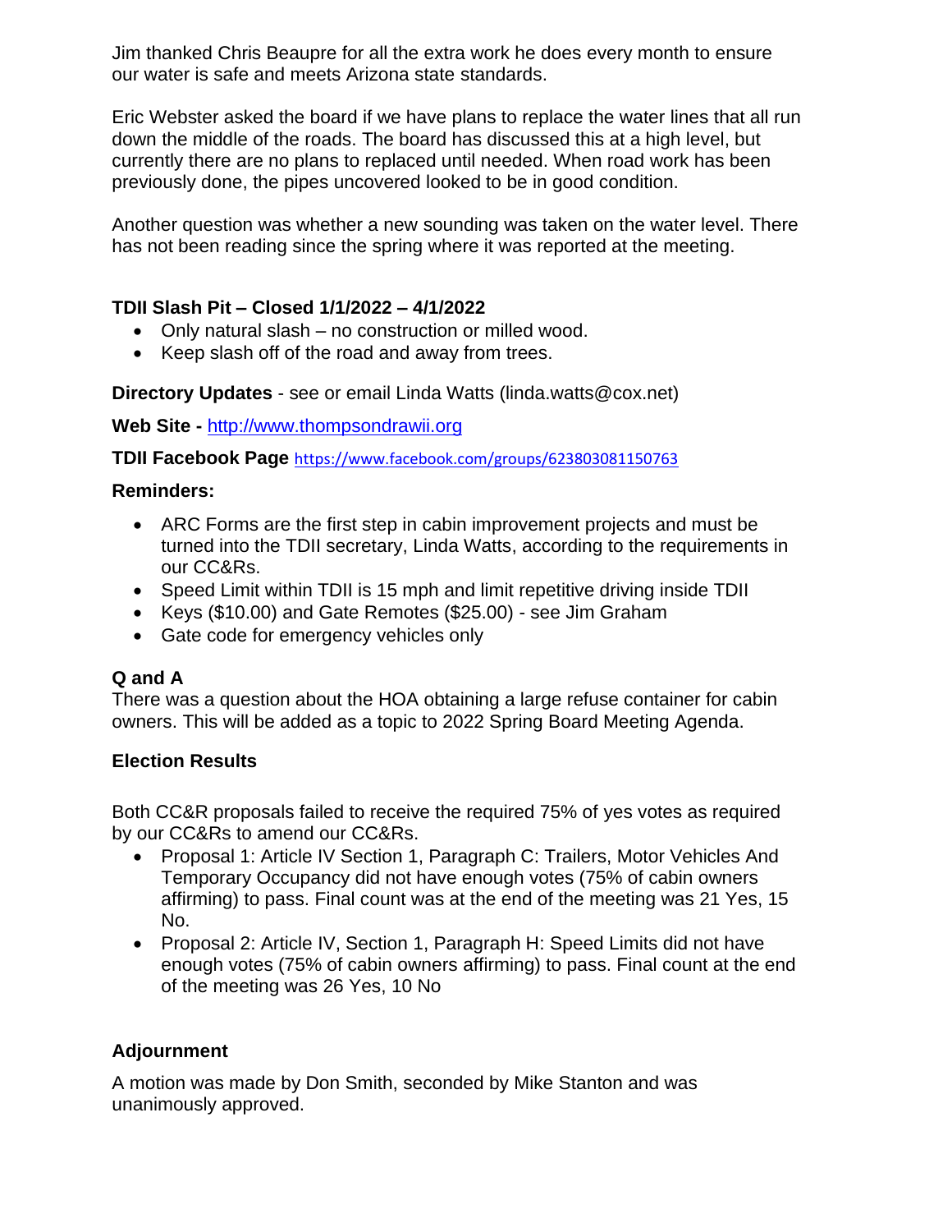Jim thanked Chris Beaupre for all the extra work he does every month to ensure our water is safe and meets Arizona state standards.

Eric Webster asked the board if we have plans to replace the water lines that all run down the middle of the roads. The board has discussed this at a high level, but currently there are no plans to replaced until needed. When road work has been previously done, the pipes uncovered looked to be in good condition.

Another question was whether a new sounding was taken on the water level. There has not been reading since the spring where it was reported at the meeting.

**TDII Slash Pit – Closed 1/1/2022 – 4/1/2022**

- Only natural slash – no construction or milled wood.
- Keep slash off of the road and away from trees.

**Directory Updates** - see or email Linda Watts (linda.watts@cox.net)

**Web Site -** http://www.thompsondrawii.org

**TDII Facebook Page** https://www.facebook.com/groups/623803081150763

**Reminders:**

- ARC Forms are the first step in cabin improvement projects and must be turned into the TDII secretary, Linda Watts, according to the requirements in our CC&Rs.
- Speed Limit within TDII is 15 mph and limit repetitive driving inside TDII
- Keys ($10.00) and Gate Remotes ($25.00) - see Jim Graham
- Gate code for emergency vehicles only

**Q and A**

There was a question about the HOA obtaining a large refuse container for cabin owners. This will be added as a topic to 2022 Spring Board Meeting Agenda.

**Election Results**

Both CC&R proposals failed to receive the required 75% of yes votes as required by our CC&Rs to amend our CC&Rs.

- Proposal 1: Article IV Section 1, Paragraph C: Trailers, Motor Vehicles And Temporary Occupancy did not have enough votes (75% of cabin owners affirming) to pass. Final count was at the end of the meeting was 21 Yes, 15 No.
- Proposal 2: Article IV, Section 1, Paragraph H: Speed Limits did not have enough votes (75% of cabin owners affirming) to pass. Final count at the end of the meeting was 26 Yes, 10 No

**Adjournment**

A motion was made by Don Smith, seconded by Mike Stanton and was unanimously approved.